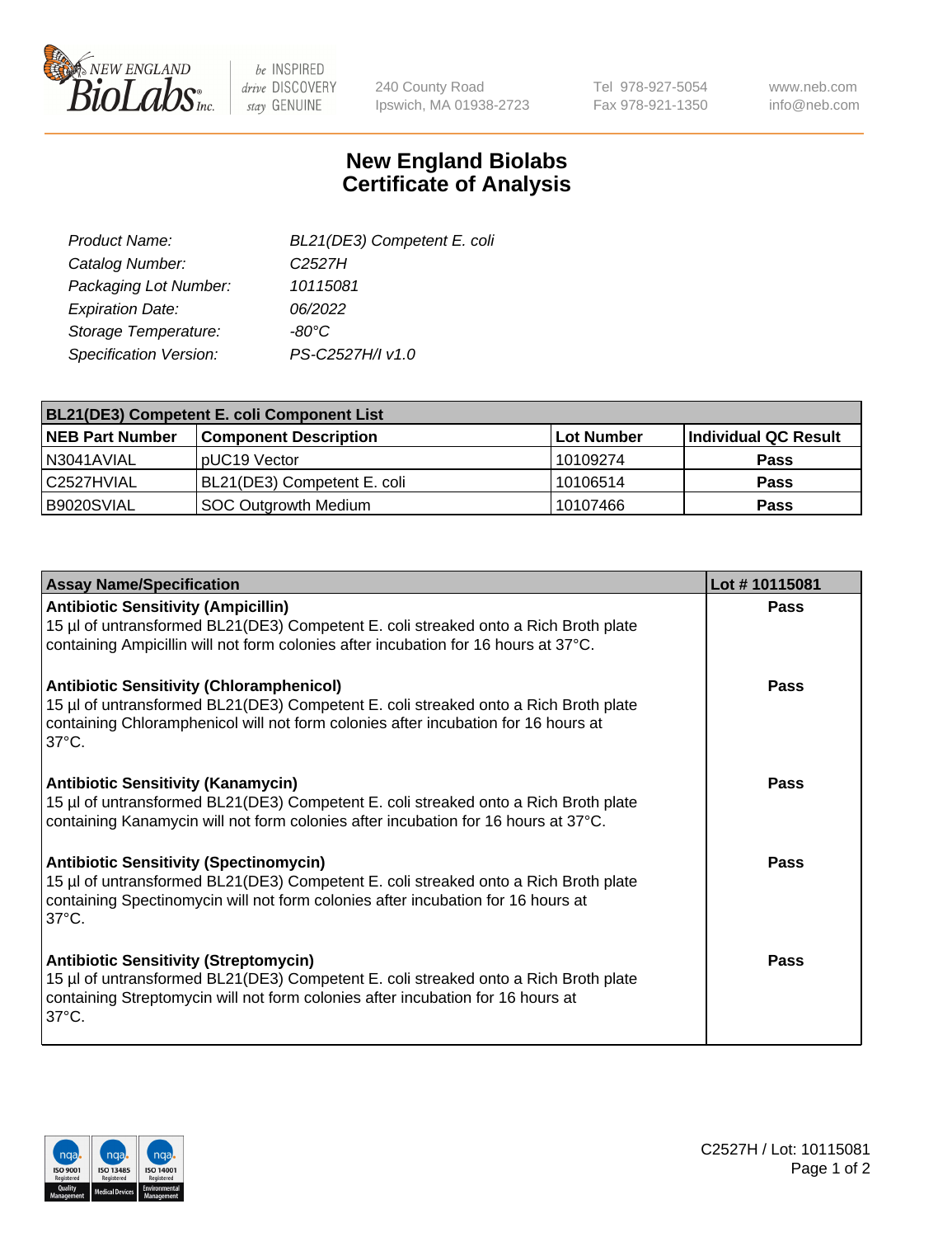# New England Biolabs Certificate of Analysis

| | |
|---|---|
| *Product Name:* | *BL21(DE3) Competent E. coli* |
| *Catalog Number:* | *C2527H* |
| *Packaging Lot Number:* | *10115081* |
| *Expiration Date:* | *06/2022* |
| *Storage Temperature:* | *-80°C* |
| *Specification Version:* | *PS-C2527H/I v1.0* |

| BL21(DE3) Competent E. coli Component List | | | |
|---|---|---|---|
| **NEB Part Number** | **Component Description** | **Lot Number** | **Individual QC Result** |
| N3041AVIAL | pUC19 Vector | 10109274 | **Pass** |
| C2527HVIAL | BL21(DE3) Competent E. coli | 10106514 | **Pass** |
| B9020SVIAL | SOC Outgrowth Medium | 10107466 | **Pass** |

| Assay Name/Specification | Lot # 10115081 |
|---|---|
| **Antibiotic Sensitivity (Ampicillin)**<br>15 µl of untransformed BL21(DE3) Competent E. coli streaked onto a Rich Broth plate containing Ampicillin will not form colonies after incubation for 16 hours at 37°C. | **Pass** |
| **Antibiotic Sensitivity (Chloramphenicol)**<br>15 µl of untransformed BL21(DE3) Competent E. coli streaked onto a Rich Broth plate containing Chloramphenicol will not form colonies after incubation for 16 hours at 37°C. | **Pass** |
| **Antibiotic Sensitivity (Kanamycin)**<br>15 µl of untransformed BL21(DE3) Competent E. coli streaked onto a Rich Broth plate containing Kanamycin will not form colonies after incubation for 16 hours at 37°C. | **Pass** |
| **Antibiotic Sensitivity (Spectinomycin)**<br>15 µl of untransformed BL21(DE3) Competent E. coli streaked onto a Rich Broth plate containing Spectinomycin will not form colonies after incubation for 16 hours at 37°C. | **Pass** |
| **Antibiotic Sensitivity (Streptomycin)**<br>15 µl of untransformed BL21(DE3) Competent E. coli streaked onto a Rich Broth plate containing Streptomycin will not form colonies after incubation for 16 hours at 37°C. | **Pass** |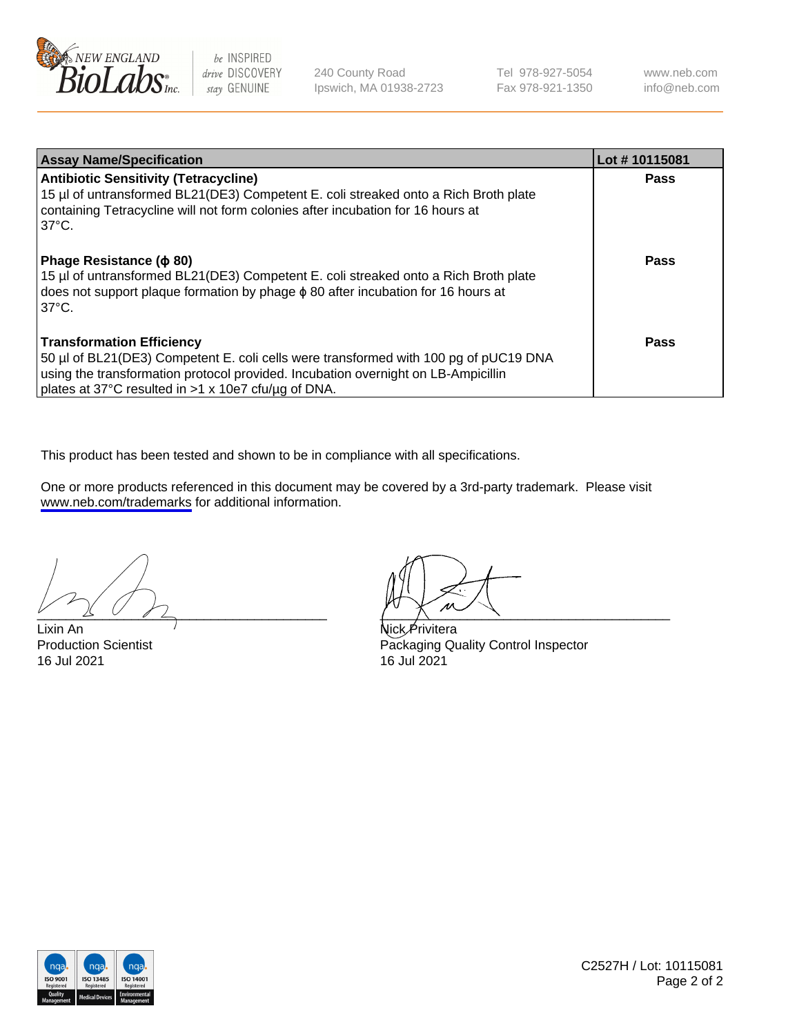| Assay Name/Specification | Lot # 10115081 |
|---|---|
| **Antibiotic Sensitivity (Tetracycline)**<br>15 µl of untransformed BL21(DE3) Competent E. coli streaked onto a Rich Broth plate containing Tetracycline will not form colonies after incubation for 16 hours at 37°C. | **Pass** |
| **Phage Resistance (ϕ 80)**<br>15 µl of untransformed BL21(DE3) Competent E. coli streaked onto a Rich Broth plate does not support plaque formation by phage ϕ 80 after incubation for 16 hours at 37°C. | **Pass** |
| **Transformation Efficiency**<br>50 µl of BL21(DE3) Competent E. coli cells were transformed with 100 pg of pUC19 DNA using the transformation protocol provided. Incubation overnight on LB-Ampicillin plates at 37°C resulted in >1 x 10e7 cfu/µg of DNA. | **Pass** |

This product has been tested and shown to be in compliance with all specifications.

One or more products referenced in this document may be covered by a 3rd-party trademark. Please visit www.neb.com/trademarks for additional information.

Lixin An
Production Scientist
16 Jul 2021

Nick Privitera
Packaging Quality Control Inspector
16 Jul 2021

C2527H / Lot: 10115081